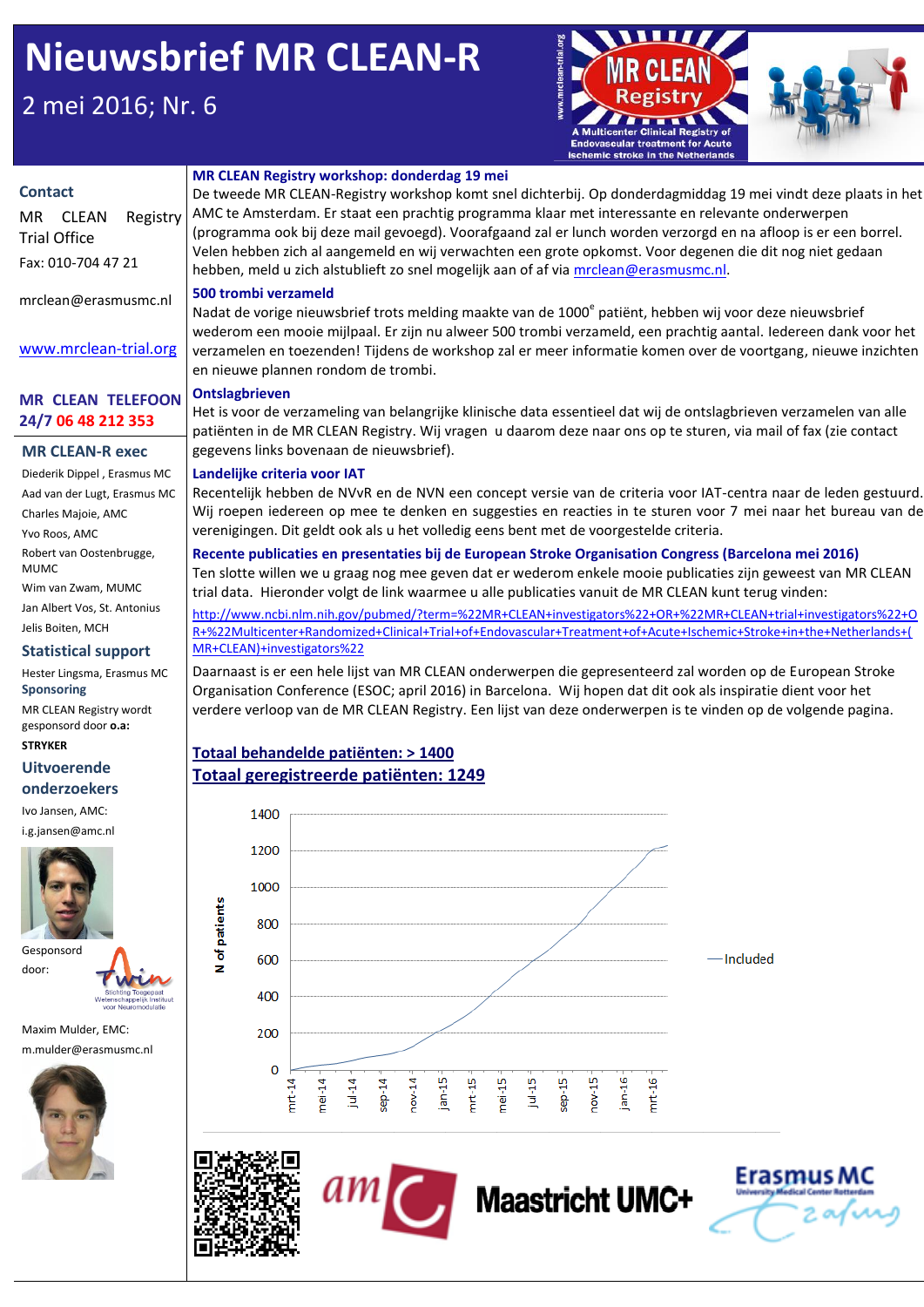# Nieuwsbrief MR CLEAN-R

2 mei 2016; Nr. 6

**Contact**

MR CLEAN Registry Trial Office

Fax: 010-704 47 21

mrclean@erasmusmc.nl

www.mrclean-trial.org

**MR CLEAN TELEFOON 24/7 06 48 212 353**

**MR CLEAN-R exec**

Diederik Dippel , Erasmus MC
Aad van der Lugt, Erasmus MC
Charles Majoie, AMC
Yvo Roos, AMC
Robert van Oostenbrugge, MUMC
Wim van Zwam, MUMC
Jan Albert Vos, St. Antonius
Jelis Boiten, MCH

**Statistical support**

Hester Lingsma, Erasmus MC

**Sponsoring**

MR CLEAN Registry wordt gesponsord door **o.a:**

**STRYKER**

**Uitvoerende onderzoekers**

Ivo Jansen, AMC:
i.g.jansen@amc.nl

Gesponsord door:

Maxim Mulder, EMC:
m.mulder@erasmusmc.nl

## MR CLEAN Registry workshop: donderdag 19 mei

De tweede MR CLEAN-Registry workshop komt snel dichterbij. Op donderdagmiddag 19 mei vindt deze plaats in het AMC te Amsterdam. Er staat een prachtig programma klaar met interessante en relevante onderwerpen (programma ook bij deze mail gevoegd). Voorafgaand zal er lunch worden verzorgd en na afloop is er een borrel. Velen hebben zich al aangemeld en wij verwachten een grote opkomst. Voor degenen die dit nog niet gedaan hebben, meld u zich alstublieft zo snel mogelijk aan of af via mrclean@erasmusmc.nl.

## 500 trombi verzameld

Nadat de vorige nieuwsbrief trots melding maakte van de 1000e patiënt, hebben wij voor deze nieuwsbrief wederom een mooie mijlpaal. Er zijn nu alweer 500 trombi verzameld, een prachtig aantal. Iedereen dank voor het verzamelen en toezenden! Tijdens de workshop zal er meer informatie komen over de voortgang, nieuwe inzichten en nieuwe plannen rondom de trombi.

## Ontslagbrieven

Het is voor de verzameling van belangrijke klinische data essentieel dat wij de ontslagbrieven verzamelen van alle patiënten in de MR CLEAN Registry. Wij vragen u daarom deze naar ons op te sturen, via mail of fax (zie contact gegevens links bovenaan de nieuwsbrief).

## Landelijke criteria voor IAT

Recentelijk hebben de NVvR en de NVN een concept versie van de criteria voor IAT-centra naar de leden gestuurd. Wij roepen iedereen op mee te denken en suggesties en reacties in te sturen voor 7 mei naar het bureau van de verenigingen. Dit geldt ook als u het volledig eens bent met de voorgestelde criteria.

## Recente publicaties en presentaties bij de European Stroke Organisation Congress (Barcelona mei 2016)

Ten slotte willen we u graag nog mee geven dat er wederom enkele mooie publicaties zijn geweest van MR CLEAN trial data. Hieronder volgt de link waarmee u alle publicaties vanuit de MR CLEAN kunt terug vinden:

http://www.ncbi.nlm.nih.gov/pubmed/?term=%22MR+CLEAN+investigators%22+OR+%22MR+CLEAN+trial+investigators%22+OR+%22Multicenter+Randomized+Clinical+Trial+of+Endovascular+Treatment+of+Acute+Ischemic+Stroke+in+the+Netherlands+(MR+CLEAN)+investigators%22

Daarnaast is er een hele lijst van MR CLEAN onderwerpen die gepresenteerd zal worden op de European Stroke Organisation Conference (ESOC; april 2016) in Barcelona. Wij hopen dat dit ook als inspiratie dient voor het verdere verloop van de MR CLEAN Registry. Een lijst van deze onderwerpen is te vinden op de volgende pagina.

**Totaal behandelde patiënten: > 1400**

**Totaal geregistreerde patiënten: 1249**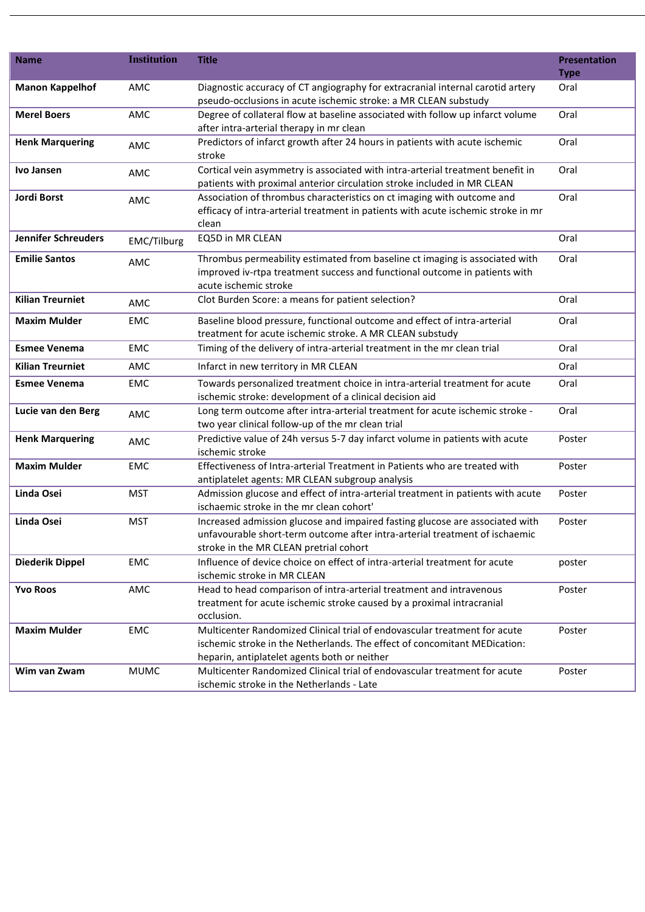| Name | Institution | Title | Presentation Type |
|---|---|---|---|
| **Manon Kappelhof** | AMC | Diagnostic accuracy of CT angiography for extracranial internal carotid artery pseudo-occlusions in acute ischemic stroke: a MR CLEAN substudy | Oral |
| **Merel Boers** | AMC | Degree of collateral flow at baseline associated with follow up infarct volume after intra-arterial therapy in mr clean | Oral |
| **Henk Marquering** | AMC | Predictors of infarct growth after 24 hours in patients with acute ischemic stroke | Oral |
| **Ivo Jansen** | AMC | Cortical vein asymmetry is associated with intra-arterial treatment benefit in patients with proximal anterior circulation stroke included in MR CLEAN | Oral |
| **Jordi Borst** | AMC | Association of thrombus characteristics on ct imaging with outcome and efficacy of intra-arterial treatment in patients with acute ischemic stroke in mr clean | Oral |
| **Jennifer Schreuders** | EMC/Tilburg | EQ5D in MR CLEAN | Oral |
| **Emilie Santos** | AMC | Thrombus permeability estimated from baseline ct imaging is associated with improved iv-rtpa treatment success and functional outcome in patients with acute ischemic stroke | Oral |
| **Kilian Treurniet** | AMC | Clot Burden Score: a means for patient selection? | Oral |
| **Maxim Mulder** | EMC | Baseline blood pressure, functional outcome and effect of intra-arterial treatment for acute ischemic stroke. A MR CLEAN substudy | Oral |
| **Esmee Venema** | EMC | Timing of the delivery of intra-arterial treatment in the mr clean trial | Oral |
| **Kilian Treurniet** | AMC | Infarct in new territory in MR CLEAN | Oral |
| **Esmee Venema** | EMC | Towards personalized treatment choice in intra-arterial treatment for acute ischemic stroke: development of a clinical decision aid | Oral |
| **Lucie van den Berg** | AMC | Long term outcome after intra-arterial treatment for acute ischemic stroke - two year clinical follow-up of the mr clean trial | Oral |
| **Henk Marquering** | AMC | Predictive value of 24h versus 5-7 day infarct volume in patients with acute ischemic stroke | Poster |
| **Maxim Mulder** | EMC | Effectiveness of Intra-arterial Treatment in Patients who are treated with antiplatelet agents: MR CLEAN subgroup analysis | Poster |
| **Linda Osei** | MST | Admission glucose and effect of intra-arterial treatment in patients with acute ischaemic stroke in the mr clean cohort' | Poster |
| **Linda Osei** | MST | Increased admission glucose and impaired fasting glucose are associated with unfavourable short-term outcome after intra-arterial treatment of ischaemic stroke in the MR CLEAN pretrial cohort | Poster |
| **Diederik Dippel** | EMC | Influence of device choice on effect of intra-arterial treatment for acute ischemic stroke in MR CLEAN | poster |
| **Yvo Roos** | AMC | Head to head comparison of intra-arterial treatment and intravenous treatment for acute ischemic stroke caused by a proximal intracranial occlusion. | Poster |
| **Maxim Mulder** | EMC | Multicenter Randomized Clinical trial of endovascular treatment for acute ischemic stroke in the Netherlands. The effect of concomitant MEDication: heparin, antiplatelet agents both or neither | Poster |
| **Wim van Zwam** | MUMC | Multicenter Randomized Clinical trial of endovascular treatment for acute ischemic stroke in the Netherlands - Late | Poster |